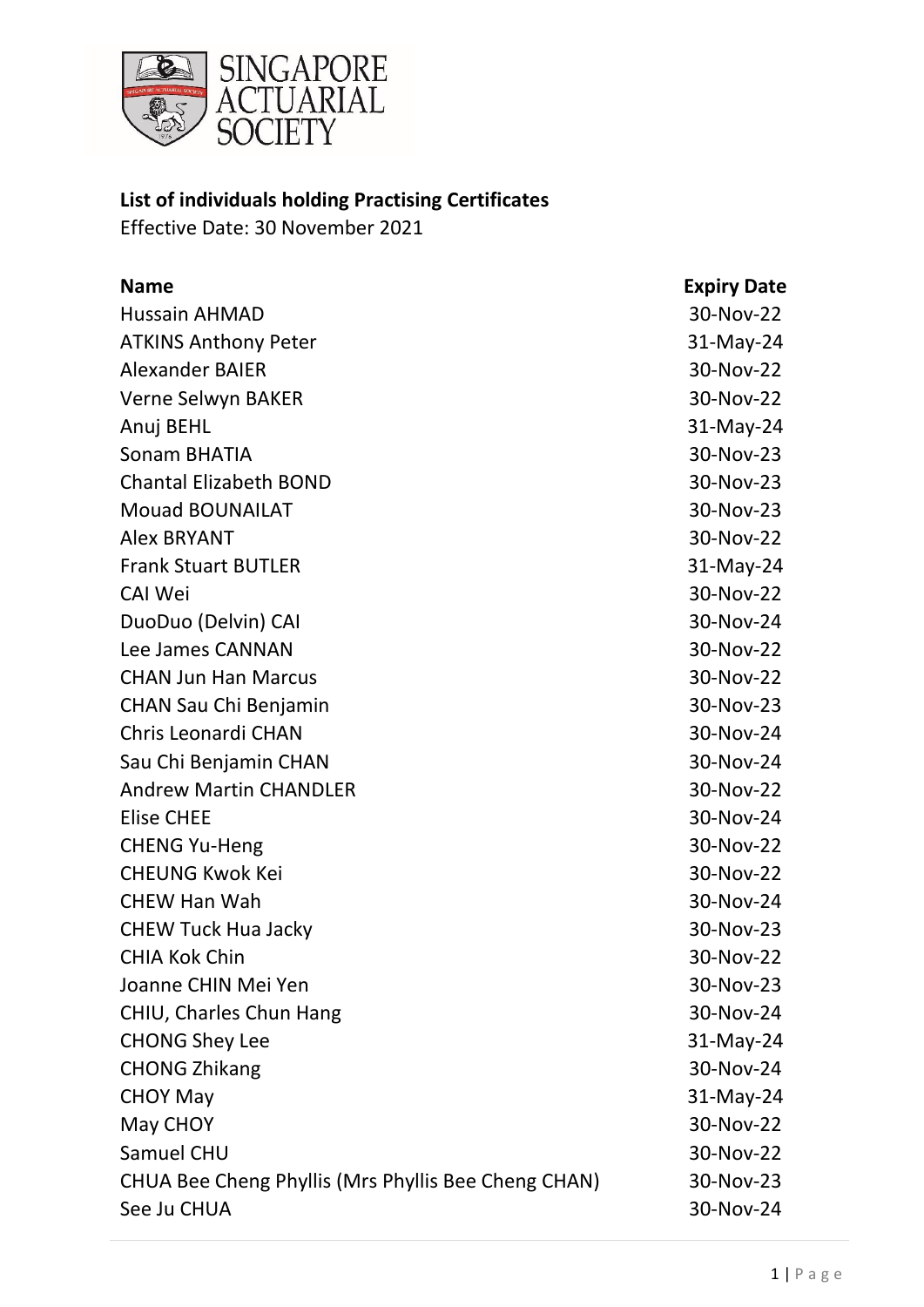SINGAPORE ACTUARIAL SOCIETY

**List of individuals holding Practising Certificates**

Effective Date: 30 November 2021

| Name | Expiry Date |
| --- | --- |
| Hussain AHMAD | 30-Nov-22 |
| ATKINS Anthony Peter | 31-May-24 |
| Alexander BAIER | 30-Nov-22 |
| Verne Selwyn BAKER | 30-Nov-22 |
| Anuj BEHL | 31-May-24 |
| Sonam BHATIA | 30-Nov-23 |
| Chantal Elizabeth BOND | 30-Nov-23 |
| Mouad BOUNAILAT | 30-Nov-23 |
| Alex BRYANT | 30-Nov-22 |
| Frank Stuart BUTLER | 31-May-24 |
| CAI Wei | 30-Nov-22 |
| DuoDuo (Delvin) CAI | 30-Nov-24 |
| Lee James CANNAN | 30-Nov-22 |
| CHAN Jun Han Marcus | 30-Nov-22 |
| CHAN Sau Chi Benjamin | 30-Nov-23 |
| Chris Leonardi CHAN | 30-Nov-24 |
| Sau Chi Benjamin CHAN | 30-Nov-24 |
| Andrew Martin CHANDLER | 30-Nov-22 |
| Elise CHEE | 30-Nov-24 |
| CHENG Yu-Heng | 30-Nov-22 |
| CHEUNG Kwok Kei | 30-Nov-22 |
| CHEW Han Wah | 30-Nov-24 |
| CHEW Tuck Hua Jacky | 30-Nov-23 |
| CHIA Kok Chin | 30-Nov-22 |
| Joanne CHIN Mei Yen | 30-Nov-23 |
| CHIU, Charles Chun Hang | 30-Nov-24 |
| CHONG Shey Lee | 31-May-24 |
| CHONG Zhikang | 30-Nov-24 |
| CHOY May | 31-May-24 |
| May CHOY | 30-Nov-22 |
| Samuel CHU | 30-Nov-22 |
| CHUA Bee Cheng Phyllis (Mrs Phyllis Bee Cheng CHAN) | 30-Nov-23 |
| See Ju CHUA | 30-Nov-24 |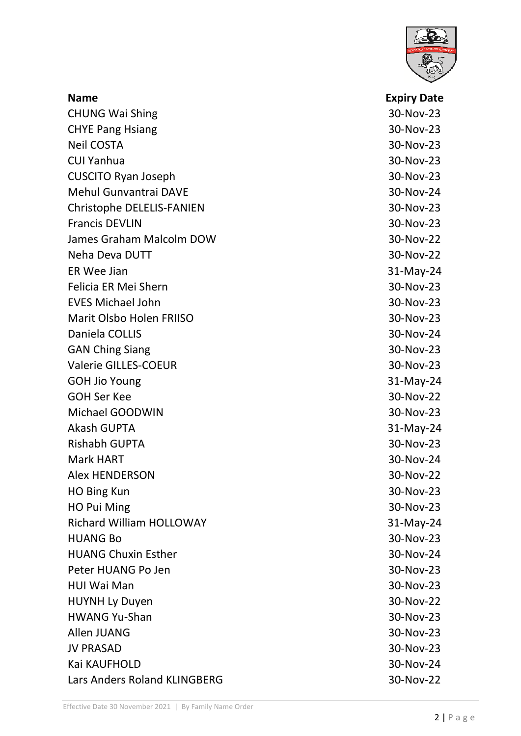| Name | Expiry Date |
| --- | --- |
| CHUNG Wai Shing | 30-Nov-23 |
| CHYE Pang Hsiang | 30-Nov-23 |
| Neil COSTA | 30-Nov-23 |
| CUI Yanhua | 30-Nov-23 |
| CUSCITO Ryan Joseph | 30-Nov-23 |
| Mehul Gunvantrai DAVE | 30-Nov-24 |
| Christophe DELELIS-FANIEN | 30-Nov-23 |
| Francis DEVLIN | 30-Nov-23 |
| James Graham Malcolm DOW | 30-Nov-22 |
| Neha Deva DUTT | 30-Nov-22 |
| ER Wee Jian | 31-May-24 |
| Felicia ER Mei Shern | 30-Nov-23 |
| EVES Michael John | 30-Nov-23 |
| Marit Olsbo Holen FRIISO | 30-Nov-23 |
| Daniela COLLIS | 30-Nov-24 |
| GAN Ching Siang | 30-Nov-23 |
| Valerie GILLES-COEUR | 30-Nov-23 |
| GOH Jio Young | 31-May-24 |
| GOH Ser Kee | 30-Nov-22 |
| Michael GOODWIN | 30-Nov-23 |
| Akash GUPTA | 31-May-24 |
| Rishabh GUPTA | 30-Nov-23 |
| Mark HART | 30-Nov-24 |
| Alex HENDERSON | 30-Nov-22 |
| HO Bing Kun | 30-Nov-23 |
| HO Pui Ming | 30-Nov-23 |
| Richard William HOLLOWAY | 31-May-24 |
| HUANG Bo | 30-Nov-23 |
| HUANG Chuxin Esther | 30-Nov-24 |
| Peter HUANG Po Jen | 30-Nov-23 |
| HUI Wai Man | 30-Nov-23 |
| HUYNH Ly Duyen | 30-Nov-22 |
| HWANG Yu-Shan | 30-Nov-23 |
| Allen JUANG | 30-Nov-23 |
| JV PRASAD | 30-Nov-23 |
| Kai KAUFHOLD | 30-Nov-24 |
| Lars Anders Roland KLINGBERG | 30-Nov-22 |

Effective Date 30 November 2021 | By Family Name Order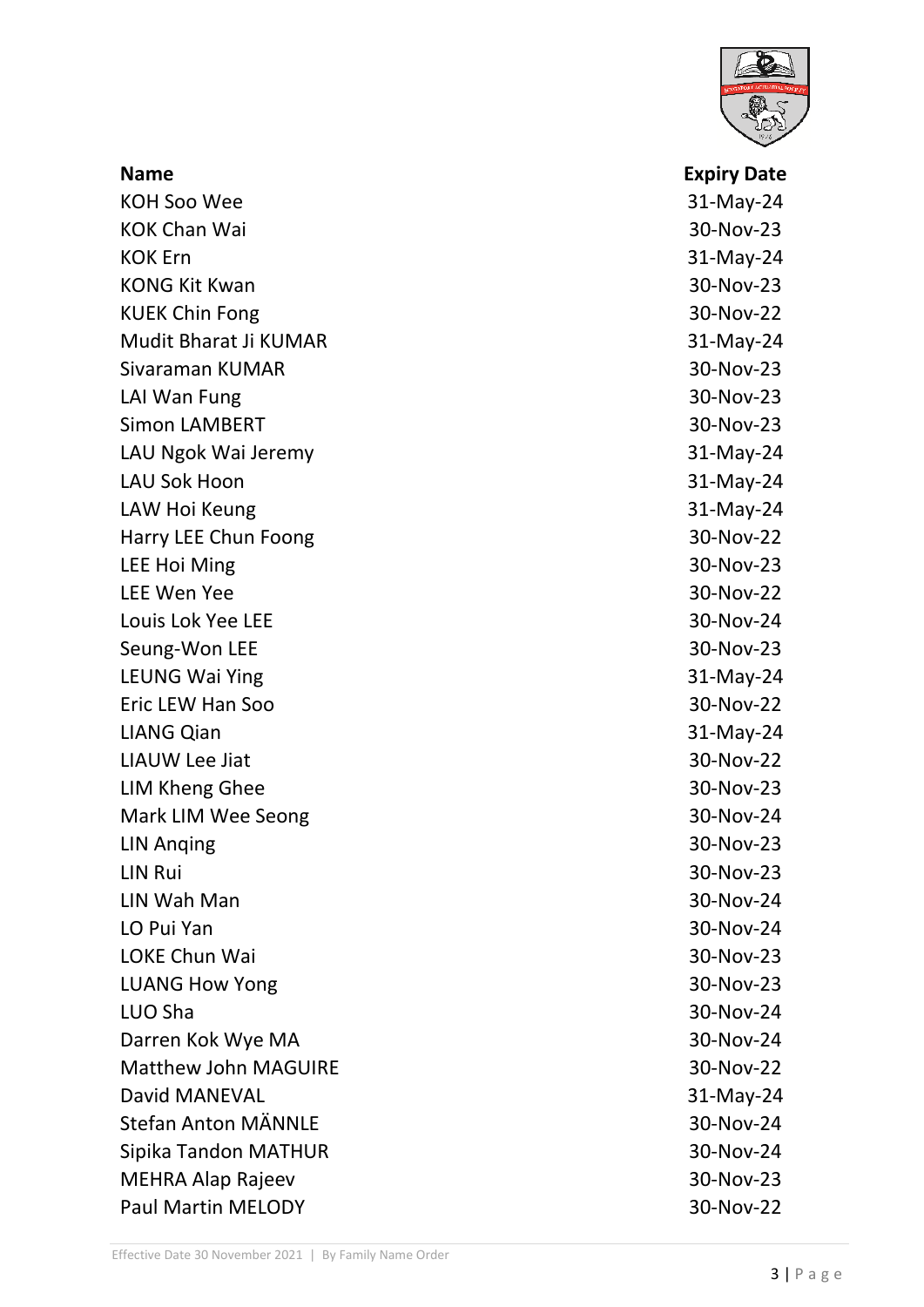| Name | Expiry Date |
|---|---|
| KOH Soo Wee | 31-May-24 |
| KOK Chan Wai | 30-Nov-23 |
| KOK Ern | 31-May-24 |
| KONG Kit Kwan | 30-Nov-23 |
| KUEK Chin Fong | 30-Nov-22 |
| Mudit Bharat Ji KUMAR | 31-May-24 |
| Sivaraman KUMAR | 30-Nov-23 |
| LAI Wan Fung | 30-Nov-23 |
| Simon LAMBERT | 30-Nov-23 |
| LAU Ngok Wai Jeremy | 31-May-24 |
| LAU Sok Hoon | 31-May-24 |
| LAW Hoi Keung | 31-May-24 |
| Harry LEE Chun Foong | 30-Nov-22 |
| LEE Hoi Ming | 30-Nov-23 |
| LEE Wen Yee | 30-Nov-22 |
| Louis Lok Yee LEE | 30-Nov-24 |
| Seung-Won LEE | 30-Nov-23 |
| LEUNG Wai Ying | 31-May-24 |
| Eric LEW Han Soo | 30-Nov-22 |
| LIANG Qian | 31-May-24 |
| LIAUW Lee Jiat | 30-Nov-22 |
| LIM Kheng Ghee | 30-Nov-23 |
| Mark LIM Wee Seong | 30-Nov-24 |
| LIN Anqing | 30-Nov-23 |
| LIN Rui | 30-Nov-23 |
| LIN Wah Man | 30-Nov-24 |
| LO Pui Yan | 30-Nov-24 |
| LOKE Chun Wai | 30-Nov-23 |
| LUANG How Yong | 30-Nov-23 |
| LUO Sha | 30-Nov-24 |
| Darren Kok Wye MA | 30-Nov-24 |
| Matthew John MAGUIRE | 30-Nov-22 |
| David MANEVAL | 31-May-24 |
| Stefan Anton MÄNNLE | 30-Nov-24 |
| Sipika Tandon MATHUR | 30-Nov-24 |
| MEHRA Alap Rajeev | 30-Nov-23 |
| Paul Martin MELODY | 30-Nov-22 |

Effective Date 30 November 2021 | By Family Name Order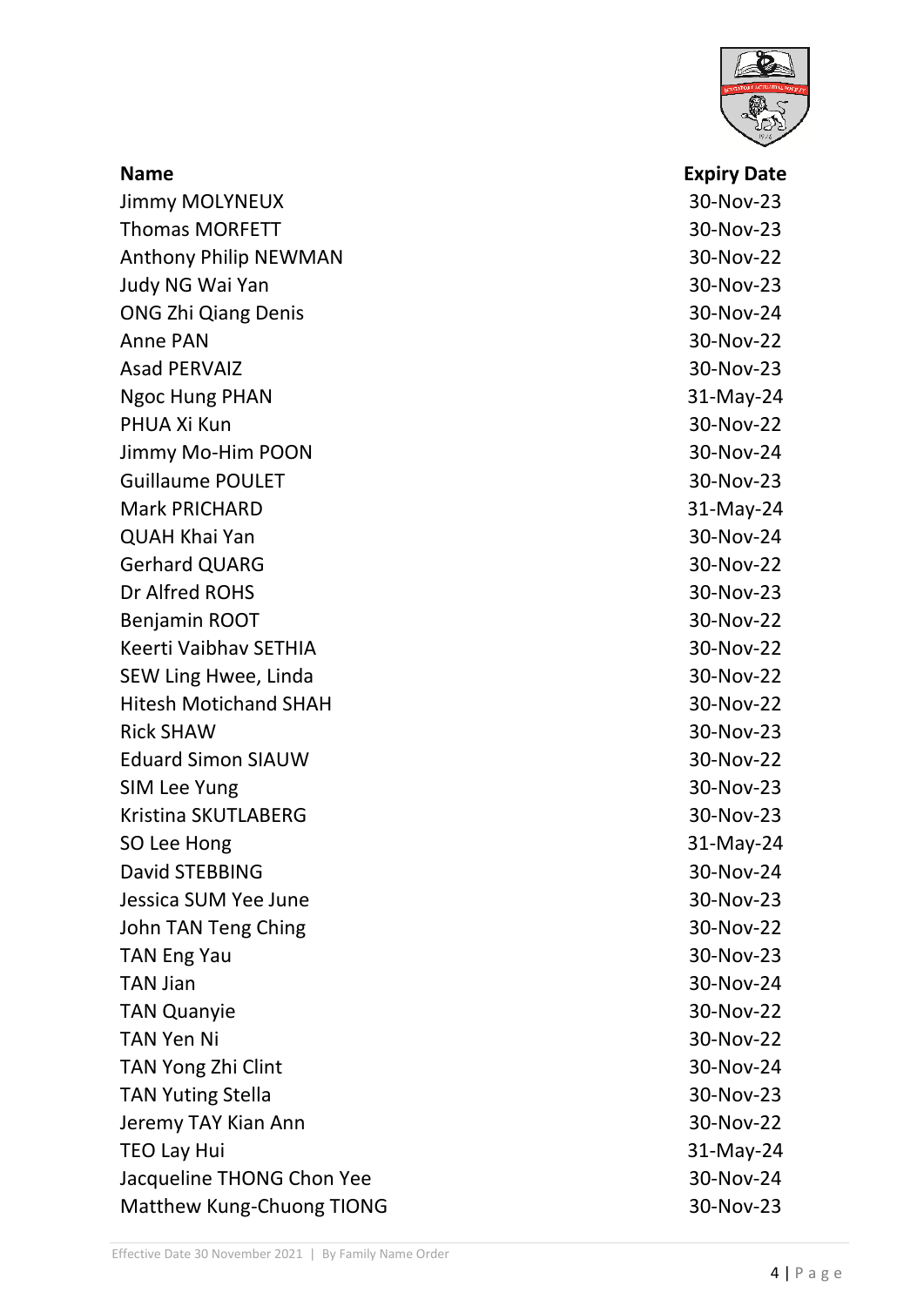| Name | Expiry Date |
| --- | --- |
| Jimmy MOLYNEUX | 30-Nov-23 |
| Thomas MORFETT | 30-Nov-23 |
| Anthony Philip NEWMAN | 30-Nov-22 |
| Judy NG Wai Yan | 30-Nov-23 |
| ONG Zhi Qiang Denis | 30-Nov-24 |
| Anne PAN | 30-Nov-22 |
| Asad PERVAIZ | 30-Nov-23 |
| Ngoc Hung PHAN | 31-May-24 |
| PHUA Xi Kun | 30-Nov-22 |
| Jimmy Mo-Him POON | 30-Nov-24 |
| Guillaume POULET | 30-Nov-23 |
| Mark PRICHARD | 31-May-24 |
| QUAH Khai Yan | 30-Nov-24 |
| Gerhard QUARG | 30-Nov-22 |
| Dr Alfred ROHS | 30-Nov-23 |
| Benjamin ROOT | 30-Nov-22 |
| Keerti Vaibhav SETHIA | 30-Nov-22 |
| SEW Ling Hwee, Linda | 30-Nov-22 |
| Hitesh Motichand SHAH | 30-Nov-22 |
| Rick SHAW | 30-Nov-23 |
| Eduard Simon SIAUW | 30-Nov-22 |
| SIM Lee Yung | 30-Nov-23 |
| Kristina SKUTLABERG | 30-Nov-23 |
| SO Lee Hong | 31-May-24 |
| David STEBBING | 30-Nov-24 |
| Jessica SUM Yee June | 30-Nov-23 |
| John TAN Teng Ching | 30-Nov-22 |
| TAN Eng Yau | 30-Nov-23 |
| TAN Jian | 30-Nov-24 |
| TAN Quanyie | 30-Nov-22 |
| TAN Yen Ni | 30-Nov-22 |
| TAN Yong Zhi Clint | 30-Nov-24 |
| TAN Yuting Stella | 30-Nov-23 |
| Jeremy TAY Kian Ann | 30-Nov-22 |
| TEO Lay Hui | 31-May-24 |
| Jacqueline THONG Chon Yee | 30-Nov-24 |
| Matthew Kung-Chuong TIONG | 30-Nov-23 |

Effective Date 30 November 2021 | By Family Name Order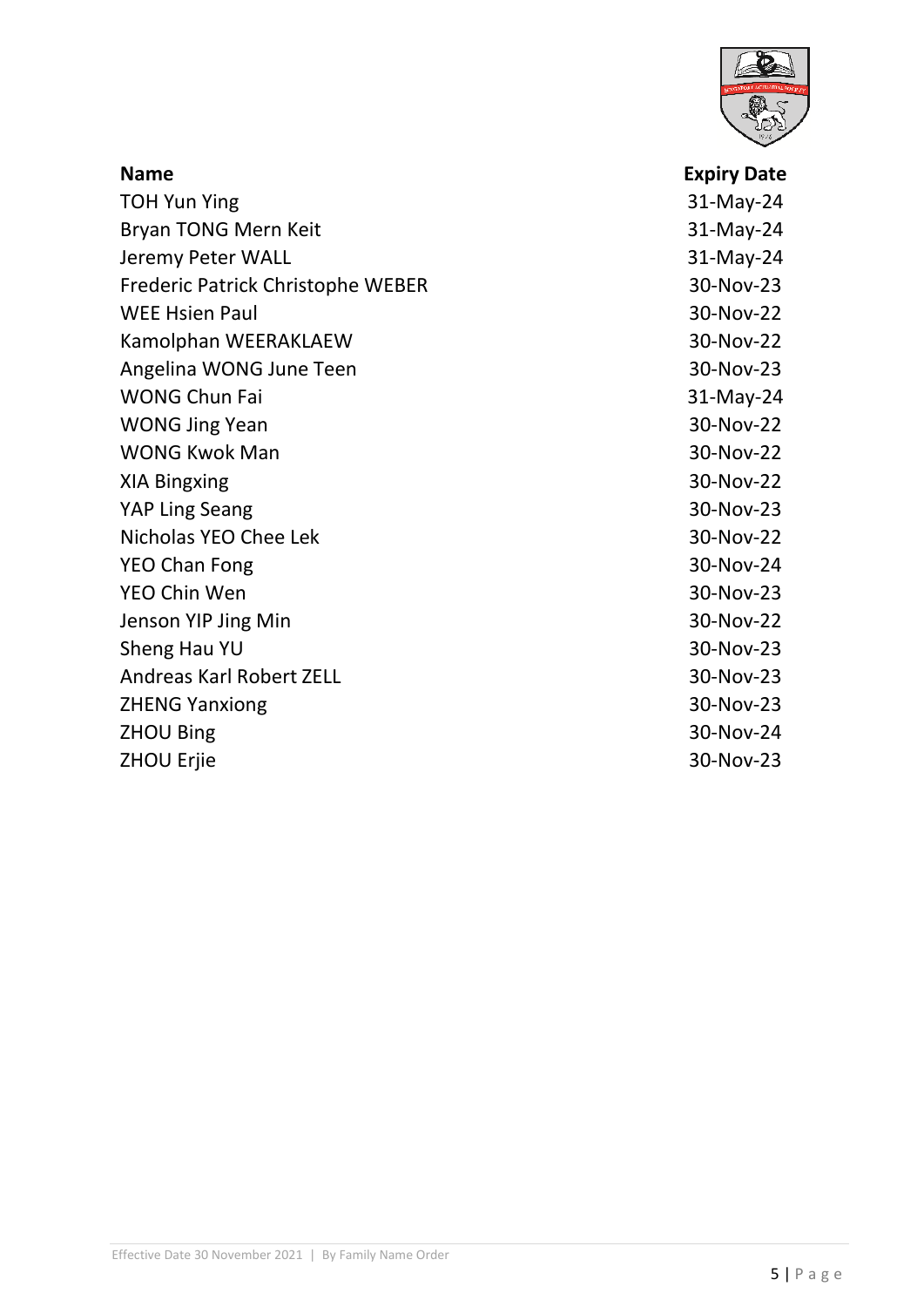| Name | Expiry Date |
|---|---|
| TOH Yun Ying | 31-May-24 |
| Bryan TONG Mern Keit | 31-May-24 |
| Jeremy Peter WALL | 31-May-24 |
| Frederic Patrick Christophe WEBER | 30-Nov-23 |
| WEE Hsien Paul | 30-Nov-22 |
| Kamolphan WEERAKLAEW | 30-Nov-22 |
| Angelina WONG June Teen | 30-Nov-23 |
| WONG Chun Fai | 31-May-24 |
| WONG Jing Yean | 30-Nov-22 |
| WONG Kwok Man | 30-Nov-22 |
| XIA Bingxing | 30-Nov-22 |
| YAP Ling Seang | 30-Nov-23 |
| Nicholas YEO Chee Lek | 30-Nov-22 |
| YEO Chan Fong | 30-Nov-24 |
| YEO Chin Wen | 30-Nov-23 |
| Jenson YIP Jing Min | 30-Nov-22 |
| Sheng Hau YU | 30-Nov-23 |
| Andreas Karl Robert ZELL | 30-Nov-23 |
| ZHENG Yanxiong | 30-Nov-23 |
| ZHOU Bing | 30-Nov-24 |
| ZHOU Erjie | 30-Nov-23 |